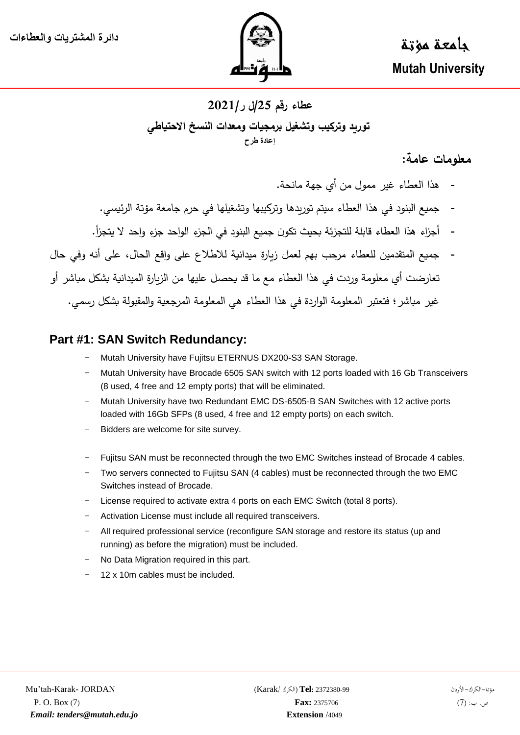دائرة المشتريات والعطاءات

جامعة مؤتة

**Mutah University**

# عطاء رقم 25/ل ر/2021

## توريد وتركيب وتشغيل برمجيات ومعدات النسخ الاحتياطي

**إعادة طرح**

## معلومات عامة:

- هذا العطاء غير ممول من أي جهة مانحة.
- جميع البنود في هذا العطاء سيتم توريدها وتركيبها وتشغيلها في حرم جامعة مؤتة الرئيسي.
- أجزاء هذا العطاء قابلة للتجزئة بحيث تكون جميع البنود في الجزء الواحد جزء واحد لا يتجزأ.
- جميع المتقدمين للعطاء مرحب بهم لعمل زيارة ميدانية للاطلاع على واقع الحال، على أنه وفي حال تعارضت أي معلومة وردت في هذا العطاء مع ما قد يحصل عليها من الزيارة الميدانية بشكل مباشر أو غير مباشر؛ فتعتبر المعلومة الواردة في هذا العطاء هي المعلومة المرجعية والمقبولة بشكل رسمي.

## Part #1: SAN Switch Redundancy:

- Mutah University have Fujitsu ETERNUS DX200-S3 SAN Storage.
- Mutah University have Brocade 6505 SAN switch with 12 ports loaded with 16 Gb Transceivers (8 used, 4 free and 12 empty ports) that will be eliminated.
- Mutah University have two Redundant EMC DS-6505-B SAN Switches with 12 active ports loaded with 16Gb SFPs (8 used, 4 free and 12 empty ports) on each switch.
- Bidders are welcome for site survey.

- Fujitsu SAN must be reconnected through the two EMC Switches instead of Brocade 4 cables.
- Two servers connected to Fujitsu SAN (4 cables) must be reconnected through the two EMC Switches instead of Brocade.
- License required to activate extra 4 ports on each EMC Switch (total 8 ports).
- Activation License must include all required transceivers.
- All required professional service (reconfigure SAN storage and restore its status (up and running) as before the migration) must be included.
- No Data Migration required in this part.
- 12 x 10m cables must be included.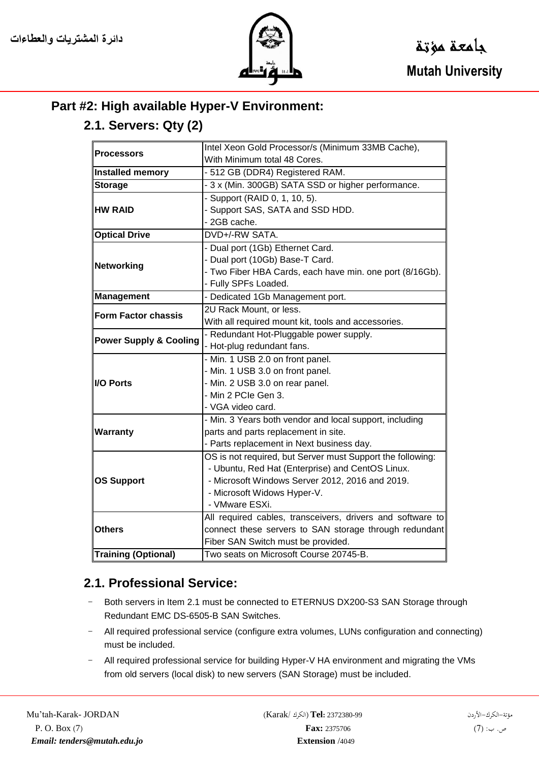## Part #2: High available Hyper-V Environment:

### 2.1. Servers: Qty (2)

| | |
|---|---|
| **Processors** | Intel Xeon Gold Processor/s (Minimum 33MB Cache), With Minimum total 48 Cores. |
| **Installed memory** | - 512 GB (DDR4) Registered RAM. |
| **Storage** | - 3 x (Min. 300GB) SATA SSD or higher performance. |
| **HW RAID** | - Support (RAID 0, 1, 10, 5).<br>- Support SAS, SATA and SSD HDD.<br>- 2GB cache. |
| **Optical Drive** | DVD+/-RW SATA. |
| **Networking** | - Dual port (1Gb) Ethernet Card.<br>- Dual port (10Gb) Base-T Card.<br>- Two Fiber HBA Cards, each have min. one port (8/16Gb).<br>- Fully SPFs Loaded. |
| **Management** | - Dedicated 1Gb Management port. |
| **Form Factor chassis** | 2U Rack Mount, or less.<br>With all required mount kit, tools and accessories. |
| **Power Supply & Cooling** | - Redundant Hot-Pluggable power supply.<br>- Hot-plug redundant fans. |
| **I/O Ports** | - Min. 1 USB 2.0 on front panel.<br>- Min. 1 USB 3.0 on front panel.<br>- Min. 2 USB 3.0 on rear panel.<br>- Min 2 PCIe Gen 3.<br>- VGA video card. |
| **Warranty** | - Min. 3 Years both vendor and local support, including parts and parts replacement in site.<br>- Parts replacement in Next business day. |
| **OS Support** | OS is not required, but Server must Support the following:<br>- Ubuntu, Red Hat (Enterprise) and CentOS Linux.<br>- Microsoft Windows Server 2012, 2016 and 2019.<br>- Microsoft Widows Hyper-V.<br>- VMware ESXi. |
| **Others** | All required cables, transceivers, drivers and software to connect these servers to SAN storage through redundant Fiber SAN Switch must be provided. |
| **Training (Optional)** | Two seats on Microsoft Course 20745-B. |

### 2.1. Professional Service:

- Both servers in Item 2.1 must be connected to ETERNUS DX200-S3 SAN Storage through Redundant EMC DS-6505-B SAN Switches.
- All required professional service (configure extra volumes, LUNs configuration and connecting) must be included.
- All required professional service for building Hyper-V HA environment and migrating the VMs from old servers (local disk) to new servers (SAN Storage) must be included.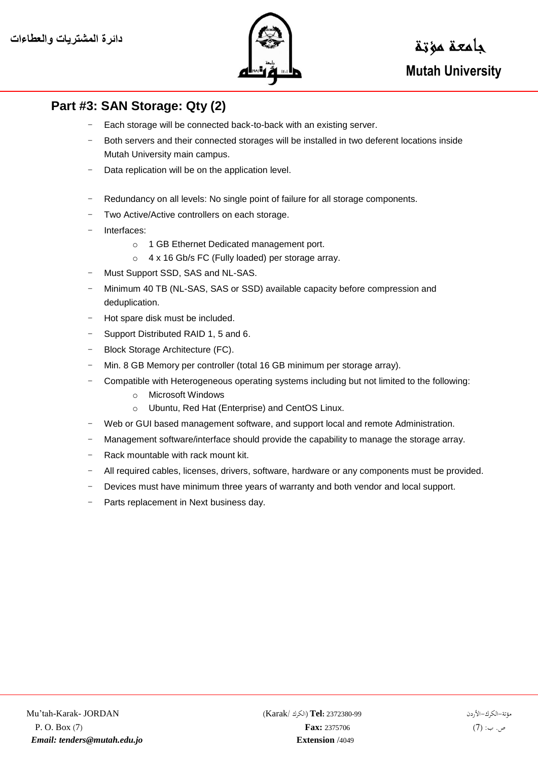## Part #3: SAN Storage: Qty (2)

- Each storage will be connected back-to-back with an existing server.
- Both servers and their connected storages will be installed in two deferent locations inside Mutah University main campus.
- Data replication will be on the application level.

- Redundancy on all levels: No single point of failure for all storage components.
- Two Active/Active controllers on each storage.
- Interfaces:
  - 1 GB Ethernet Dedicated management port.
  - 4 x 16 Gb/s FC (Fully loaded) per storage array.
- Must Support SSD, SAS and NL-SAS.
- Minimum 40 TB (NL-SAS, SAS or SSD) available capacity before compression and deduplication.
- Hot spare disk must be included.
- Support Distributed RAID 1, 5 and 6.
- Block Storage Architecture (FC).
- Min. 8 GB Memory per controller (total 16 GB minimum per storage array).
- Compatible with Heterogeneous operating systems including but not limited to the following:
  - Microsoft Windows
  - Ubuntu, Red Hat (Enterprise) and CentOS Linux.
- Web or GUI based management software, and support local and remote Administration.
- Management software/interface should provide the capability to manage the storage array.
- Rack mountable with rack mount kit.
- All required cables, licenses, drivers, software, hardware or any components must be provided.
- Devices must have minimum three years of warranty and both vendor and local support.
- Parts replacement in Next business day.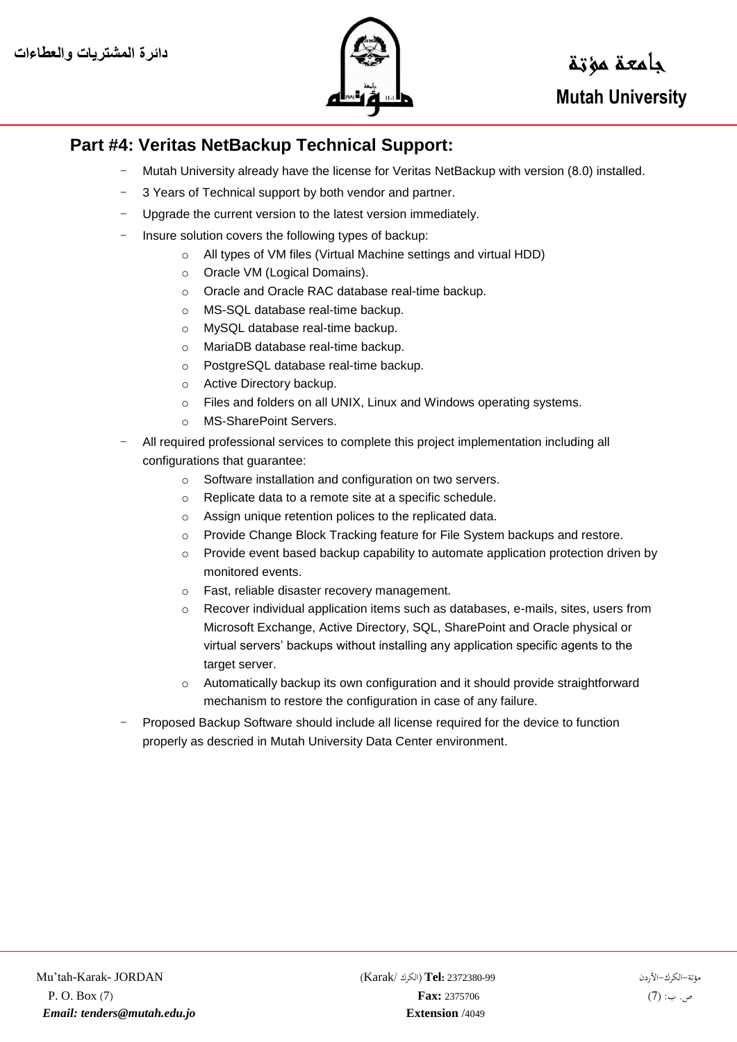## Part #4: Veritas NetBackup Technical Support:

- Mutah University already have the license for Veritas NetBackup with version (8.0) installed.
- 3 Years of Technical support by both vendor and partner.
- Upgrade the current version to the latest version immediately.
- Insure solution covers the following types of backup:
  - All types of VM files (Virtual Machine settings and virtual HDD)
  - Oracle VM (Logical Domains).
  - Oracle and Oracle RAC database real-time backup.
  - MS-SQL database real-time backup.
  - MySQL database real-time backup.
  - MariaDB database real-time backup.
  - PostgreSQL database real-time backup.
  - Active Directory backup.
  - Files and folders on all UNIX, Linux and Windows operating systems.
  - MS-SharePoint Servers.
- All required professional services to complete this project implementation including all configurations that guarantee:
  - Software installation and configuration on two servers.
  - Replicate data to a remote site at a specific schedule.
  - Assign unique retention polices to the replicated data.
  - Provide Change Block Tracking feature for File System backups and restore.
  - Provide event based backup capability to automate application protection driven by monitored events.
  - Fast, reliable disaster recovery management.
  - Recover individual application items such as databases, e-mails, sites, users from Microsoft Exchange, Active Directory, SQL, SharePoint and Oracle physical or virtual servers' backups without installing any application specific agents to the target server.
  - Automatically backup its own configuration and it should provide straightforward mechanism to restore the configuration in case of any failure.
- Proposed Backup Software should include all license required for the device to function properly as descried in Mutah University Data Center environment.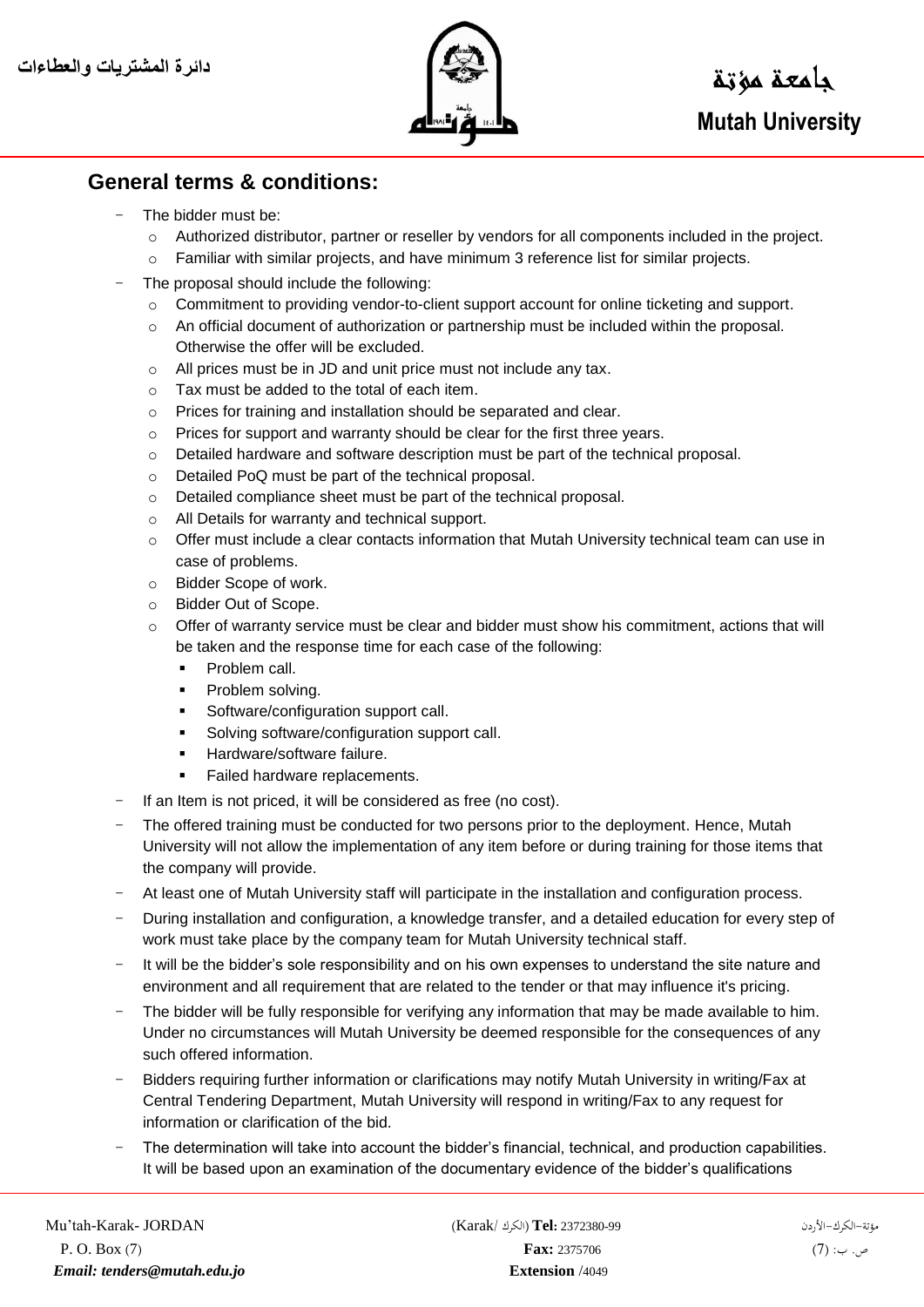## General terms & conditions:

- The bidder must be:
  - Authorized distributor, partner or reseller by vendors for all components included in the project.
  - Familiar with similar projects, and have minimum 3 reference list for similar projects.
- The proposal should include the following:
  - Commitment to providing vendor-to-client support account for online ticketing and support.
  - An official document of authorization or partnership must be included within the proposal. Otherwise the offer will be excluded.
  - All prices must be in JD and unit price must not include any tax.
  - Tax must be added to the total of each item.
  - Prices for training and installation should be separated and clear.
  - Prices for support and warranty should be clear for the first three years.
  - Detailed hardware and software description must be part of the technical proposal.
  - Detailed PoQ must be part of the technical proposal.
  - Detailed compliance sheet must be part of the technical proposal.
  - All Details for warranty and technical support.
  - Offer must include a clear contacts information that Mutah University technical team can use in case of problems.
  - Bidder Scope of work.
  - Bidder Out of Scope.
  - Offer of warranty service must be clear and bidder must show his commitment, actions that will be taken and the response time for each case of the following:
    - Problem call.
    - Problem solving.
    - Software/configuration support call.
    - Solving software/configuration support call.
    - Hardware/software failure.
    - Failed hardware replacements.
- If an Item is not priced, it will be considered as free (no cost).
- The offered training must be conducted for two persons prior to the deployment. Hence, Mutah University will not allow the implementation of any item before or during training for those items that the company will provide.
- At least one of Mutah University staff will participate in the installation and configuration process.
- During installation and configuration, a knowledge transfer, and a detailed education for every step of work must take place by the company team for Mutah University technical staff.
- It will be the bidder's sole responsibility and on his own expenses to understand the site nature and environment and all requirement that are related to the tender or that may influence it's pricing.
- The bidder will be fully responsible for verifying any information that may be made available to him. Under no circumstances will Mutah University be deemed responsible for the consequences of any such offered information.
- Bidders requiring further information or clarifications may notify Mutah University in writing/Fax at Central Tendering Department, Mutah University will respond in writing/Fax to any request for information or clarification of the bid.
- The determination will take into account the bidder's financial, technical, and production capabilities. It will be based upon an examination of the documentary evidence of the bidder's qualifications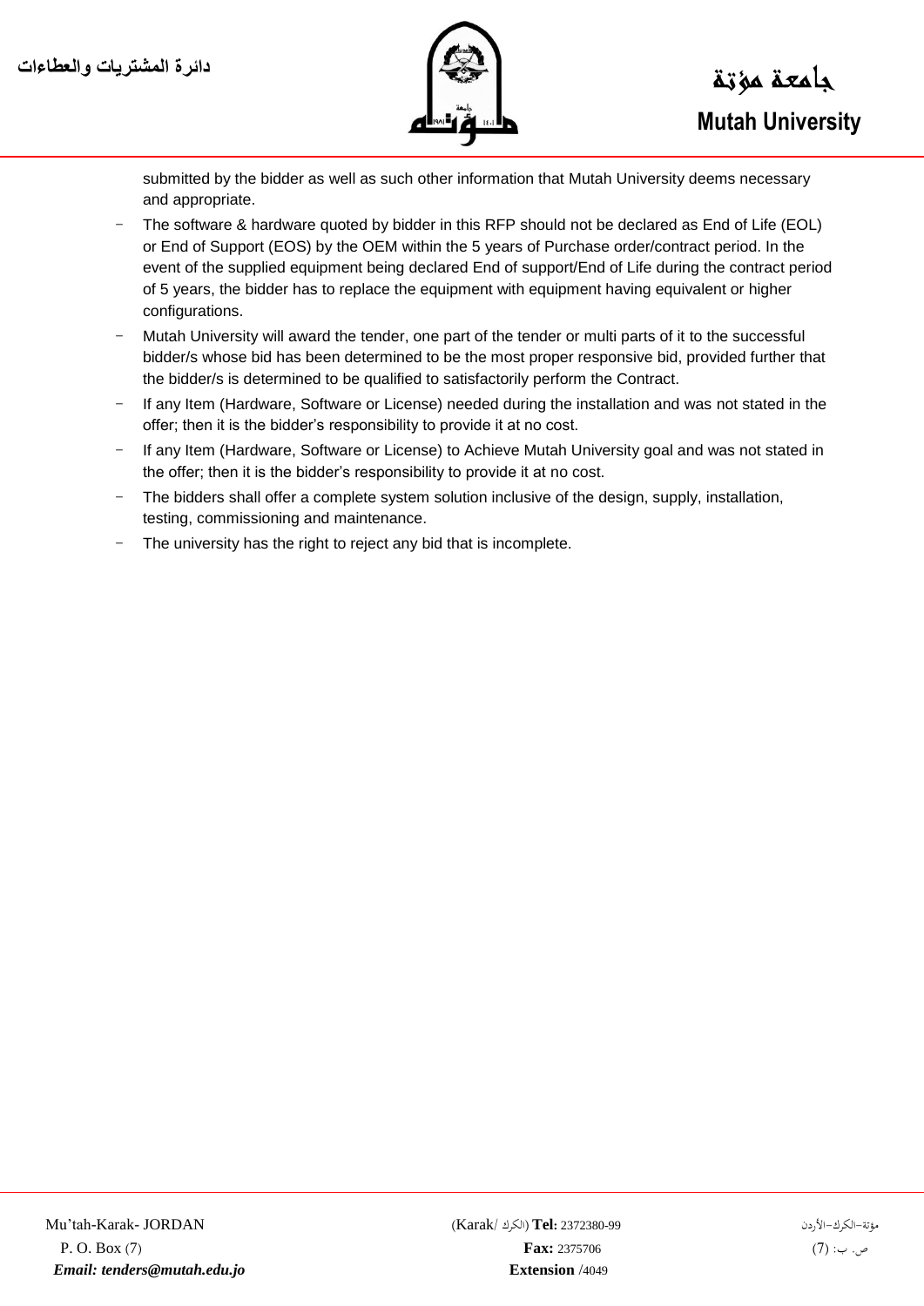submitted by the bidder as well as such other information that Mutah University deems necessary and appropriate.

- The software & hardware quoted by bidder in this RFP should not be declared as End of Life (EOL) or End of Support (EOS) by the OEM within the 5 years of Purchase order/contract period. In the event of the supplied equipment being declared End of support/End of Life during the contract period of 5 years, the bidder has to replace the equipment with equipment having equivalent or higher configurations.
- Mutah University will award the tender, one part of the tender or multi parts of it to the successful bidder/s whose bid has been determined to be the most proper responsive bid, provided further that the bidder/s is determined to be qualified to satisfactorily perform the Contract.
- If any Item (Hardware, Software or License) needed during the installation and was not stated in the offer; then it is the bidder's responsibility to provide it at no cost.
- If any Item (Hardware, Software or License) to Achieve Mutah University goal and was not stated in the offer; then it is the bidder's responsibility to provide it at no cost.
- The bidders shall offer a complete system solution inclusive of the design, supply, installation, testing, commissioning and maintenance.
- The university has the right to reject any bid that is incomplete.